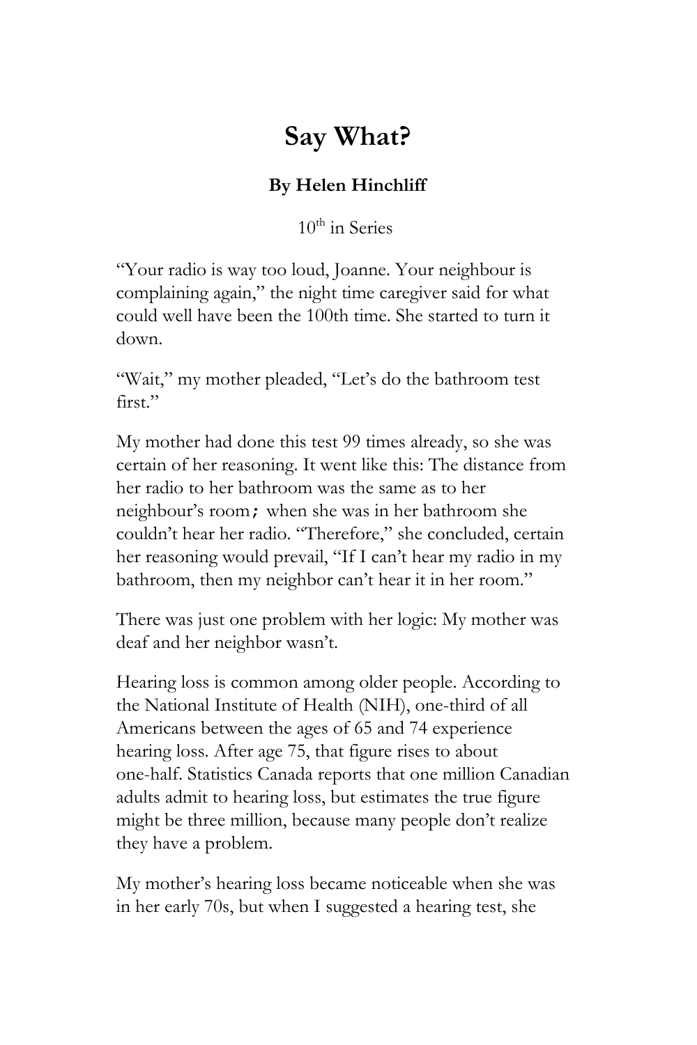# Say What?

**By Helen Hinchliff**

10th in Series

"Your radio is way too loud, Joanne. Your neighbour is complaining again," the night time caregiver said for what could well have been the 100th time. She started to turn it down.

"Wait," my mother pleaded, "Let's do the bathroom test first."

My mother had done this test 99 times already, so she was certain of her reasoning. It went like this: The distance from her radio to her bathroom was the same as to her neighbour's room; when she was in her bathroom she couldn't hear her radio. "Therefore," she concluded, certain her reasoning would prevail, "If I can't hear my radio in my bathroom, then my neighbor can't hear it in her room."

There was just one problem with her logic: My mother was deaf and her neighbor wasn't.

Hearing loss is common among older people. According to the National Institute of Health (NIH), one-third of all Americans between the ages of 65 and 74 experience hearing loss. After age 75, that figure rises to about one-half. Statistics Canada reports that one million Canadian adults admit to hearing loss, but estimates the true figure might be three million, because many people don't realize they have a problem.

My mother's hearing loss became noticeable when she was in her early 70s, but when I suggested a hearing test, she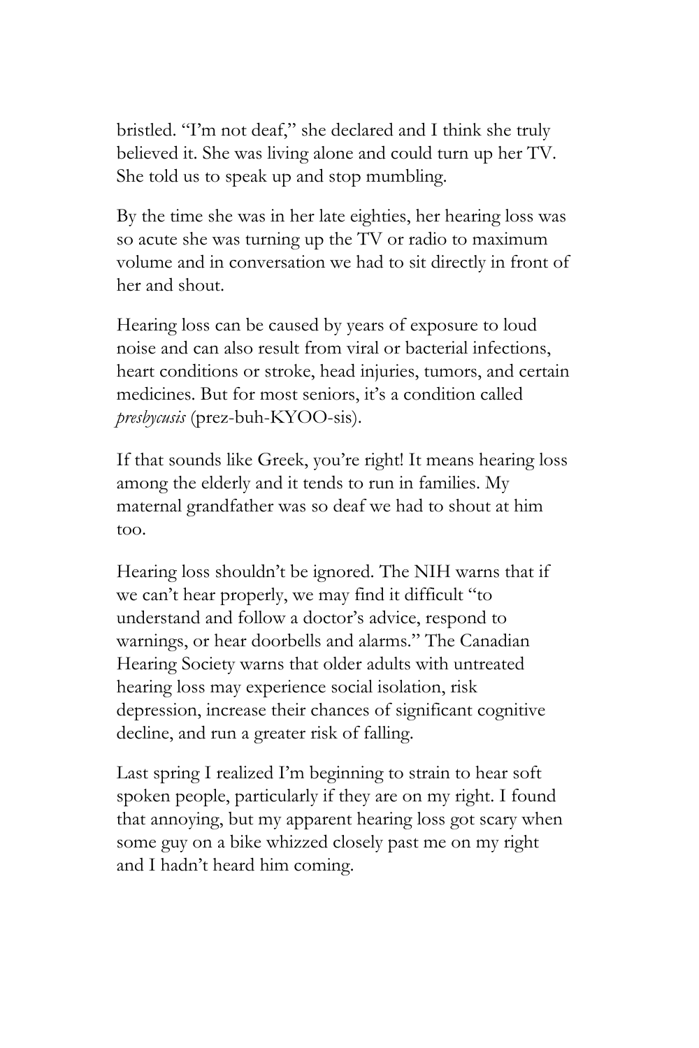bristled. "I'm not deaf," she declared and I think she truly believed it. She was living alone and could turn up her TV. She told us to speak up and stop mumbling.

By the time she was in her late eighties, her hearing loss was so acute she was turning up the TV or radio to maximum volume and in conversation we had to sit directly in front of her and shout.

Hearing loss can be caused by years of exposure to loud noise and can also result from viral or bacterial infections, heart conditions or stroke, head injuries, tumors, and certain medicines. But for most seniors, it's a condition called *presbycusis* (prez-buh-KYOO-sis).

If that sounds like Greek, you're right! It means hearing loss among the elderly and it tends to run in families. My maternal grandfather was so deaf we had to shout at him too.

Hearing loss shouldn't be ignored. The NIH warns that if we can't hear properly, we may find it difficult "to understand and follow a doctor's advice, respond to warnings, or hear doorbells and alarms." The Canadian Hearing Society warns that older adults with untreated hearing loss may experience social isolation, risk depression, increase their chances of significant cognitive decline, and run a greater risk of falling.

Last spring I realized I'm beginning to strain to hear soft spoken people, particularly if they are on my right. I found that annoying, but my apparent hearing loss got scary when some guy on a bike whizzed closely past me on my right and I hadn't heard him coming.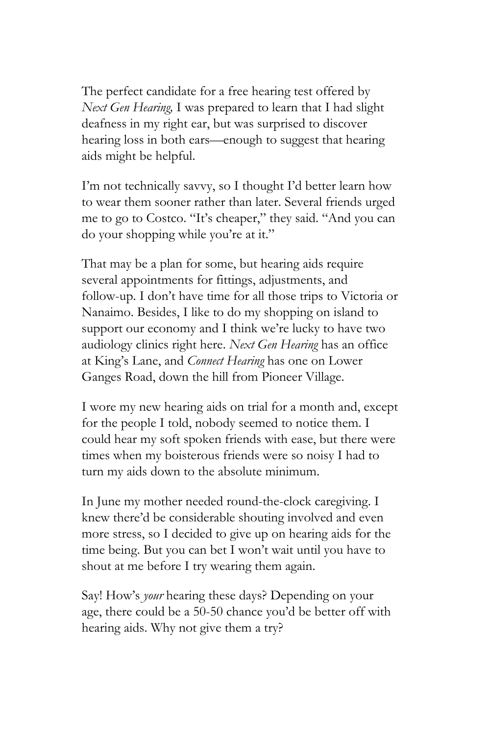The perfect candidate for a free hearing test offered by *Next Gen Hearing,* I was prepared to learn that I had slight deafness in my right ear, but was surprised to discover hearing loss in both ears—enough to suggest that hearing aids might be helpful.

I'm not technically savvy, so I thought I'd better learn how to wear them sooner rather than later. Several friends urged me to go to Costco. "It's cheaper," they said. "And you can do your shopping while you're at it."

That may be a plan for some, but hearing aids require several appointments for fittings, adjustments, and follow-up. I don't have time for all those trips to Victoria or Nanaimo. Besides, I like to do my shopping on island to support our economy and I think we're lucky to have two audiology clinics right here. *Next Gen Hearing* has an office at King's Lane, and *Connect Hearing* has one on Lower Ganges Road, down the hill from Pioneer Village.

I wore my new hearing aids on trial for a month and, except for the people I told, nobody seemed to notice them. I could hear my soft spoken friends with ease, but there were times when my boisterous friends were so noisy I had to turn my aids down to the absolute minimum.

In June my mother needed round-the-clock caregiving. I knew there'd be considerable shouting involved and even more stress, so I decided to give up on hearing aids for the time being. But you can bet I won't wait until you have to shout at me before I try wearing them again.

Say! How's *your* hearing these days? Depending on your age, there could be a 50-50 chance you'd be better off with hearing aids. Why not give them a try?